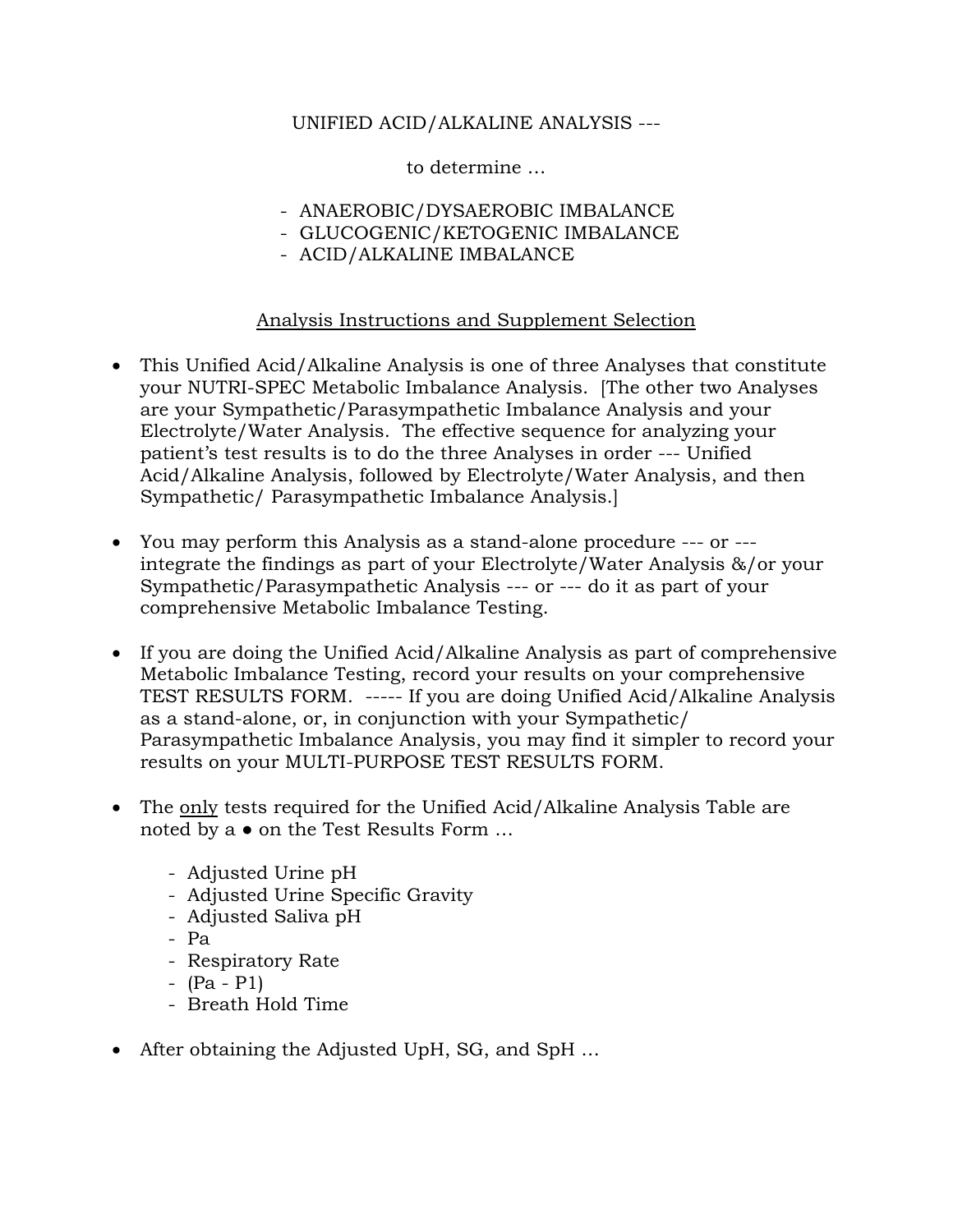# UNIFIED ACID/ALKALINE ANALYSIS ---

to determine …

- ANAEROBIC/DYSAEROBIC IMBALANCE
- GLUCOGENIC/KETOGENIC IMBALANCE
- ACID/ALKALINE IMBALANCE

## <u>Analysis Instructions and Supplement Selection</u>

- This Unified Acid/Alkaline Analysis is one of three Analyses that constitute your NUTRI-SPEC Metabolic Imbalance Analysis. [The other two Analyses are your Sympathetic/Parasympathetic Imbalance Analysis and your Electrolyte/Water Analysis. The effective sequence for analyzing your patient's test results is to do the three Analyses in order --- Unified Acid/Alkaline Analysis, followed by Electrolyte/Water Analysis, and then Sympathetic/ Parasympathetic Imbalance Analysis.]

- You may perform this Analysis as a stand-alone procedure --- or --- integrate the findings as part of your Electrolyte/Water Analysis &/or your Sympathetic/Parasympathetic Analysis --- or --- do it as part of your comprehensive Metabolic Imbalance Testing.

- If you are doing the Unified Acid/Alkaline Analysis as part of comprehensive Metabolic Imbalance Testing, record your results on your comprehensive TEST RESULTS FORM. ----- If you are doing Unified Acid/Alkaline Analysis as a stand-alone, or, in conjunction with your Sympathetic/ Parasympathetic Imbalance Analysis, you may find it simpler to record your results on your MULTI-PURPOSE TEST RESULTS FORM.

- The <u>only</u> tests required for the Unified Acid/Alkaline Analysis Table are noted by a ● on the Test Results Form …

  - Adjusted Urine pH
  - Adjusted Urine Specific Gravity
  - Adjusted Saliva pH
  - Pa
  - Respiratory Rate
  - (Pa - P1)
  - Breath Hold Time

- After obtaining the Adjusted UpH, SG, and SpH …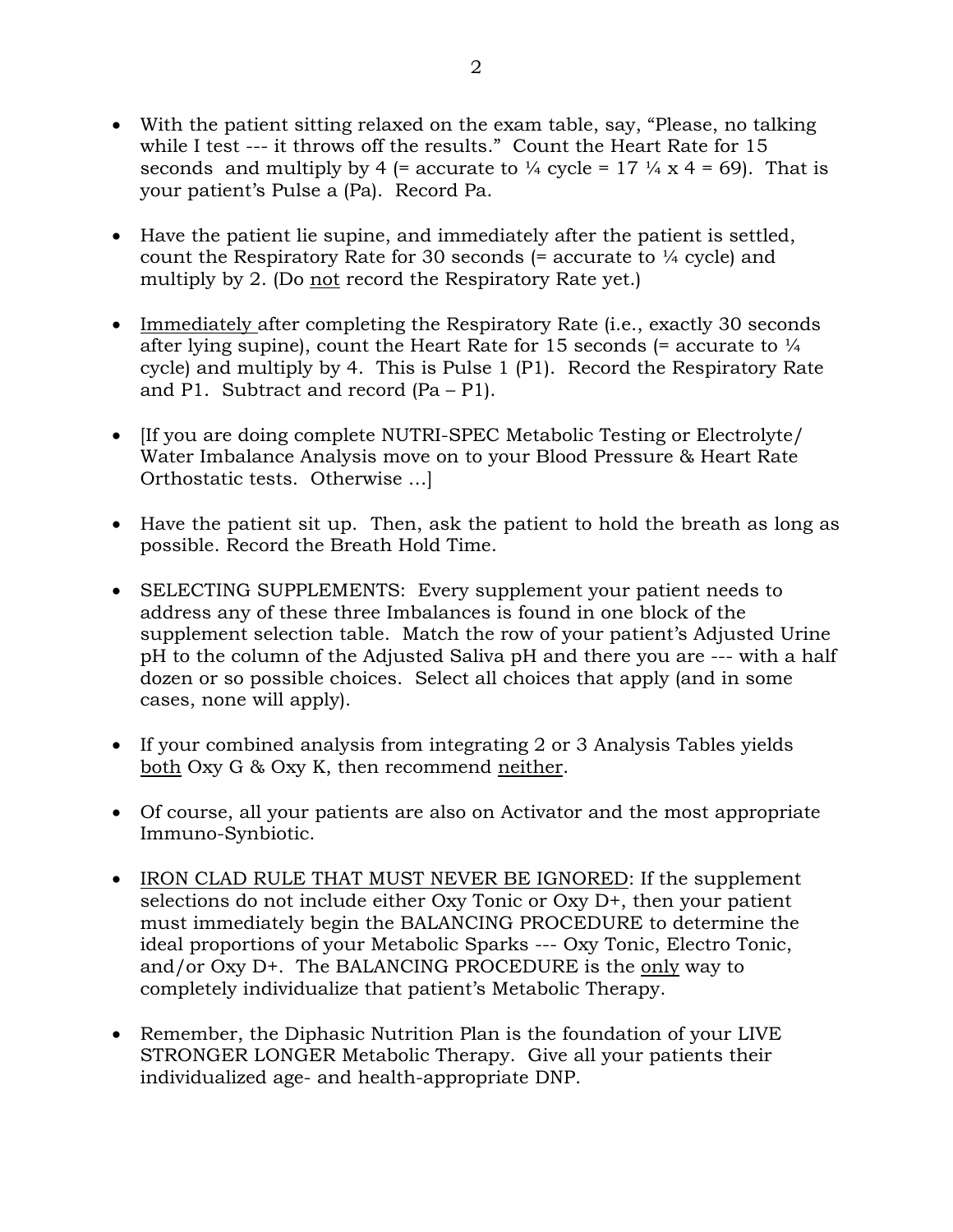- With the patient sitting relaxed on the exam table, say, "Please, no talking while I test --- it throws off the results." Count the Heart Rate for 15 seconds and multiply by 4 (= accurate to ¼ cycle = 17 ¼ x 4 = 69). That is your patient's Pulse a (Pa). Record Pa.

- Have the patient lie supine, and immediately after the patient is settled, count the Respiratory Rate for 30 seconds (= accurate to ¼ cycle) and multiply by 2. (Do <u>not</u> record the Respiratory Rate yet.)

- <u>Immediately</u> after completing the Respiratory Rate (i.e., exactly 30 seconds after lying supine), count the Heart Rate for 15 seconds (= accurate to ¼ cycle) and multiply by 4. This is Pulse 1 (P1). Record the Respiratory Rate and P1. Subtract and record (Pa – P1).

- [If you are doing complete NUTRI-SPEC Metabolic Testing or Electrolyte/ Water Imbalance Analysis move on to your Blood Pressure & Heart Rate Orthostatic tests. Otherwise …]

- Have the patient sit up. Then, ask the patient to hold the breath as long as possible. Record the Breath Hold Time.

- SELECTING SUPPLEMENTS: Every supplement your patient needs to address any of these three Imbalances is found in one block of the supplement selection table. Match the row of your patient's Adjusted Urine pH to the column of the Adjusted Saliva pH and there you are --- with a half dozen or so possible choices. Select all choices that apply (and in some cases, none will apply).

- If your combined analysis from integrating 2 or 3 Analysis Tables yields <u>both</u> Oxy G & Oxy K, then recommend <u>neither</u>.

- Of course, all your patients are also on Activator and the most appropriate Immuno-Synbiotic.

- <u>IRON CLAD RULE THAT MUST NEVER BE IGNORED</u>: If the supplement selections do not include either Oxy Tonic or Oxy D+, then your patient must immediately begin the BALANCING PROCEDURE to determine the ideal proportions of your Metabolic Sparks --- Oxy Tonic, Electro Tonic, and/or Oxy D+. The BALANCING PROCEDURE is the <u>only</u> way to completely individualize that patient's Metabolic Therapy.

- Remember, the Diphasic Nutrition Plan is the foundation of your LIVE STRONGER LONGER Metabolic Therapy. Give all your patients their individualized age- and health-appropriate DNP.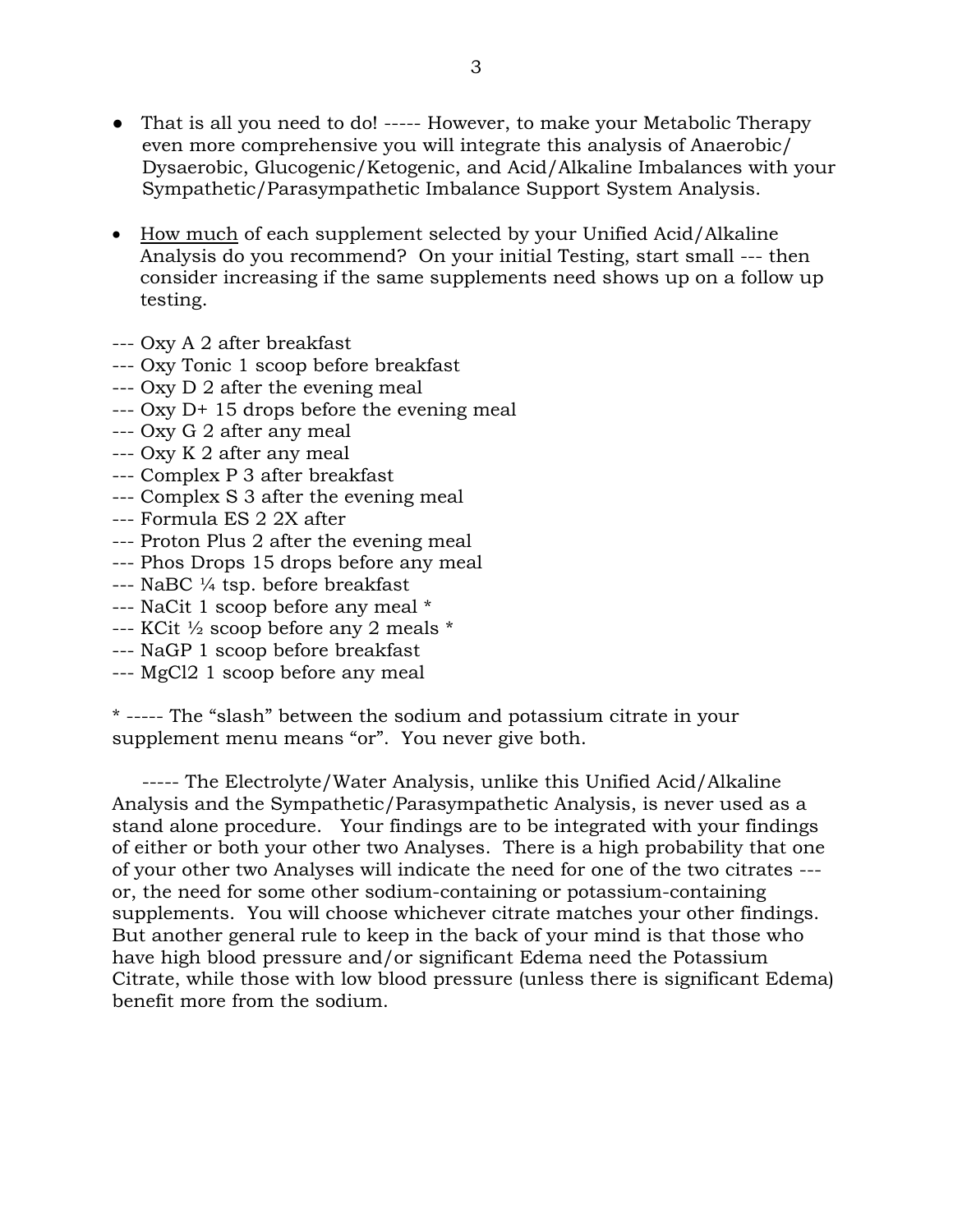- That is all you need to do! ----- However, to make your Metabolic Therapy even more comprehensive you will integrate this analysis of Anaerobic/ Dysaerobic, Glucogenic/Ketogenic, and Acid/Alkaline Imbalances with your Sympathetic/Parasympathetic Imbalance Support System Analysis.

- <u>How much</u> of each supplement selected by your Unified Acid/Alkaline Analysis do you recommend? On your initial Testing, start small --- then consider increasing if the same supplements need shows up on a follow up testing.

--- Oxy A 2 after breakfast
--- Oxy Tonic 1 scoop before breakfast
--- Oxy D 2 after the evening meal
--- Oxy D+ 15 drops before the evening meal
--- Oxy G 2 after any meal
--- Oxy K 2 after any meal
--- Complex P 3 after breakfast
--- Complex S 3 after the evening meal
--- Formula ES 2 2X after
--- Proton Plus 2 after the evening meal
--- Phos Drops 15 drops before any meal
--- NaBC ¼ tsp. before breakfast
--- NaCit 1 scoop before any meal *
--- KCit ½ scoop before any 2 meals *
--- NaGP 1 scoop before breakfast
--- MgCl2 1 scoop before any meal

* ----- The "slash" between the sodium and potassium citrate in your supplement menu means "or". You never give both.

----- The Electrolyte/Water Analysis, unlike this Unified Acid/Alkaline Analysis and the Sympathetic/Parasympathetic Analysis, is never used as a stand alone procedure. Your findings are to be integrated with your findings of either or both your other two Analyses. There is a high probability that one of your other two Analyses will indicate the need for one of the two citrates --- or, the need for some other sodium-containing or potassium-containing supplements. You will choose whichever citrate matches your other findings. But another general rule to keep in the back of your mind is that those who have high blood pressure and/or significant Edema need the Potassium Citrate, while those with low blood pressure (unless there is significant Edema) benefit more from the sodium.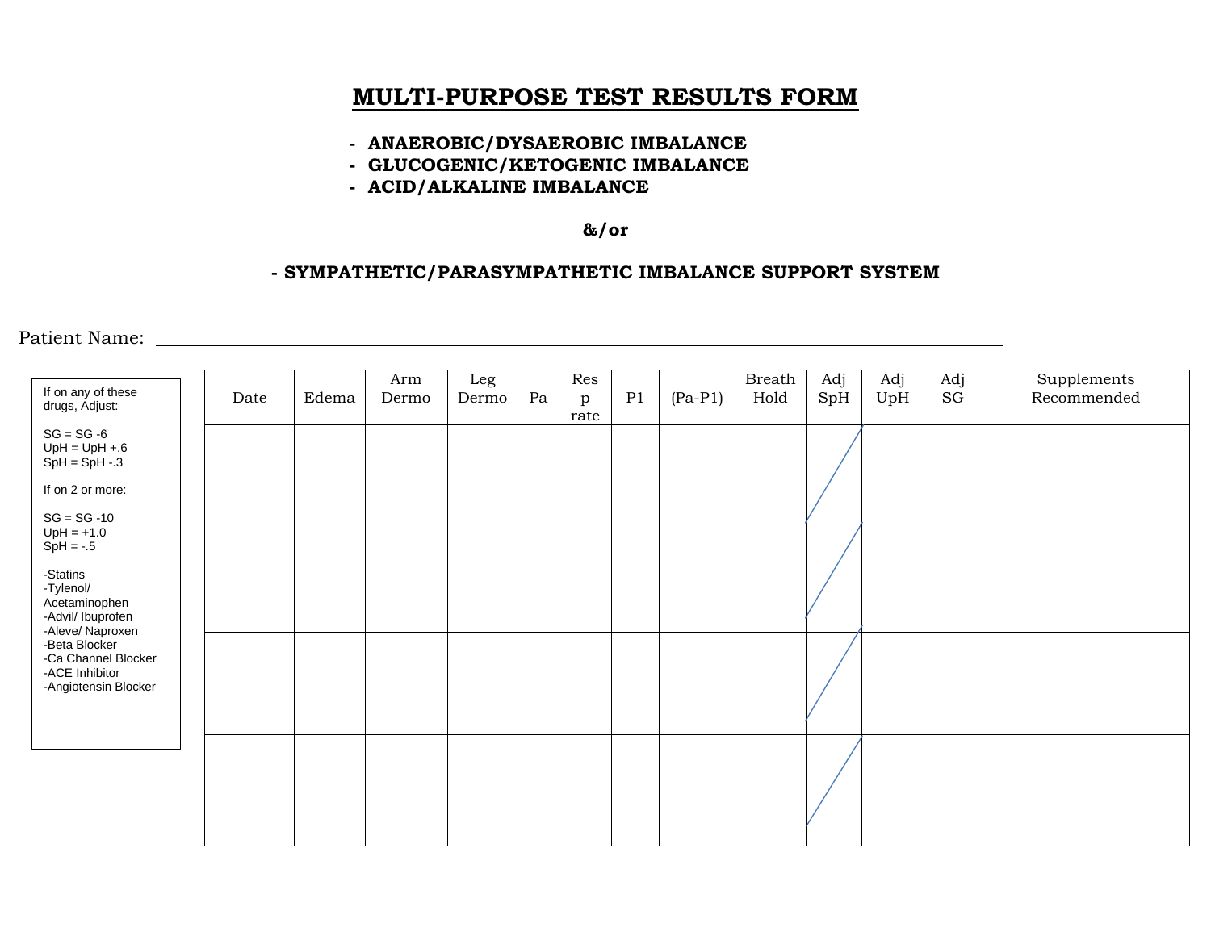# MULTI-PURPOSE TEST RESULTS FORM

- **ANAEROBIC/DYSAEROBIC IMBALANCE**
- **GLUCOGENIC/KETOGENIC IMBALANCE**
- **ACID/ALKALINE IMBALANCE**

**&/or**

**- SYMPATHETIC/PARASYMPATHETIC IMBALANCE SUPPORT SYSTEM**

Patient Name: ______________________________________________

If on any of these drugs, Adjust:

SG = SG -6
UpH = UpH +.6
SpH = SpH -.3

If on 2 or more:

SG = SG -10
UpH = +1.0
SpH = -.5

- -Statins
- -Tylenol/ Acetaminophen
- -Advil/ Ibuprofen
- -Aleve/ Naproxen
- -Beta Blocker
- -Ca Channel Blocker
- -ACE Inhibitor
- -Angiotensin Blocker

| Date | Edema | Arm Dermo | Leg Dermo | Pa | Resp rate | P1 | (Pa-P1) | Breath Hold | Adj SpH | Adj UpH | Adj SG | Supplements Recommended |
|---|---|---|---|---|---|---|---|---|---|---|---|---|
| | | | | | | | | | / | | | |
| | | | | | | | | | / | | | |
| | | | | | | | | | / | | | |
| | | | | | | | | | / | | | |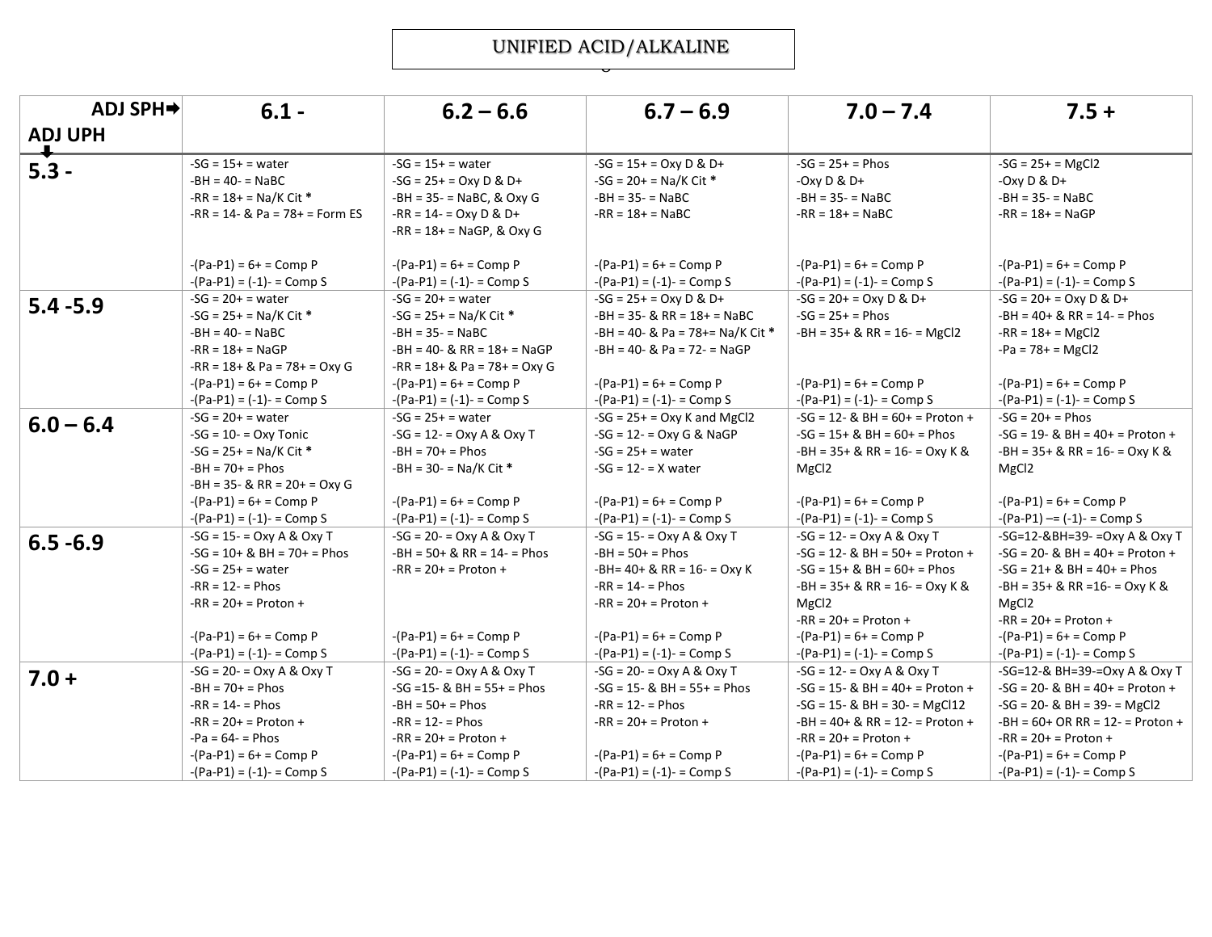# UNIFIED ACID/ALKALINE

| ADJ SPH➡ ADJ UPH⬇ | 6.1 - | 6.2 – 6.6 | 6.7 – 6.9 | 7.0 – 7.4 | 7.5 + |
|---|---|---|---|---|---|
| **5.3 -** | -SG = 15+ = water<br>-BH = 40- = NaBC<br>-RR = 18+ = Na/K Cit *<br>-RR = 14- & Pa = 78+ = Form ES<br><br>-(Pa-P1) = 6+ = Comp P<br>-(Pa-P1) = (-1)- = Comp S | -SG = 15+ = water<br>-SG = 25+ = Oxy D & D+<br>-BH = 35- = NaBC, & Oxy G<br>-RR = 14- = Oxy D & D+<br>-RR = 18+ = NaGP, & Oxy G<br><br>-(Pa-P1) = 6+ = Comp P<br>-(Pa-P1) = (-1)- = Comp S | -SG = 15+ = Oxy D & D+<br>-SG = 20+ = Na/K Cit *<br>-BH = 35- = NaBC<br>-RR = 18+ = NaBC<br><br>-(Pa-P1) = 6+ = Comp P<br>-(Pa-P1) = (-1)- = Comp S | -SG = 25+ = Phos<br>-Oxy D & D+<br>-BH = 35- = NaBC<br>-RR = 18+ = NaBC<br><br>-(Pa-P1) = 6+ = Comp P<br>-(Pa-P1) = (-1)- = Comp S | -SG = 25+ = MgCl2<br>-Oxy D & D+<br>-BH = 35- = NaBC<br>-RR = 18+ = NaGP<br><br>-(Pa-P1) = 6+ = Comp P<br>-(Pa-P1) = (-1)- = Comp S |
| **5.4 -5.9** | -SG = 20+ = water<br>-SG = 25+ = Na/K Cit *<br>-BH = 40- = NaBC<br>-RR = 18+ = NaGP<br>-RR = 18+ & Pa = 78+ = Oxy G<br>-(Pa-P1) = 6+ = Comp P<br>-(Pa-P1) = (-1)- = Comp S | -SG = 20+ = water<br>-SG = 25+ = Na/K Cit *<br>-BH = 35- = NaBC<br>-BH = 40- & RR = 18+ = NaGP<br>-RR = 18+ & Pa = 78+ = Oxy G<br>-(Pa-P1) = 6+ = Comp P<br>-(Pa-P1) = (-1)- = Comp S | -SG = 25+ = Oxy D & D+<br>-BH = 35- & RR = 18+ = NaBC<br>-BH = 40- & Pa = 78+= Na/K Cit *<br>-BH = 40- & Pa = 72- = NaGP<br><br>-(Pa-P1) = 6+ = Comp P<br>-(Pa-P1) = (-1)- = Comp S | -SG = 20+ = Oxy D & D+<br>-SG = 25+ = Phos<br>-BH = 35+ & RR = 16- = MgCl2<br><br>-(Pa-P1) = 6+ = Comp P<br>-(Pa-P1) = (-1)- = Comp S | -SG = 20+ = Oxy D & D+<br>-BH = 40+ & RR = 14- = Phos<br>-RR = 18+ = MgCl2<br>-Pa = 78+ = MgCl2<br><br>-(Pa-P1) = 6+ = Comp P<br>-(Pa-P1) = (-1)- = Comp S |
| **6.0 – 6.4** | -SG = 20+ = water<br>-SG = 10- = Oxy Tonic<br>-SG = 25+ = Na/K Cit *<br>-BH = 70+ = Phos<br>-BH = 35- & RR = 20+ = Oxy G<br>-(Pa-P1) = 6+ = Comp P<br>-(Pa-P1) = (-1)- = Comp S | -SG = 25+ = water<br>-SG = 12- = Oxy A & Oxy T<br>-BH = 70+ = Phos<br>-BH = 30- = Na/K Cit *<br><br>-(Pa-P1) = 6+ = Comp P<br>-(Pa-P1) = (-1)- = Comp S | -SG = 25+ = Oxy K and MgCl2<br>-SG = 12- = Oxy G & NaGP<br>-SG = 25+ = water<br>-SG = 12- = X water<br><br>-(Pa-P1) = 6+ = Comp P<br>-(Pa-P1) = (-1)- = Comp S | -SG = 12- & BH = 60+ = Proton +<br>-SG = 15+ & BH = 60+ = Phos<br>-BH = 35+ & RR = 16- = Oxy K & MgCl2<br><br>-(Pa-P1) = 6+ = Comp P<br>-(Pa-P1) = (-1)- = Comp S | -SG = 20+ = Phos<br>-SG = 19- & BH = 40+ = Proton +<br>-BH = 35+ & RR = 16- = Oxy K & MgCl2<br><br>-(Pa-P1) = 6+ = Comp P<br>-(Pa-P1) –= (-1)- = Comp S |
| **6.5 -6.9** | -SG = 15- = Oxy A & Oxy T<br>-SG = 10+ & BH = 70+ = Phos<br>-SG = 25+ = water<br>-RR = 12- = Phos<br>-RR = 20+ = Proton +<br><br>-(Pa-P1) = 6+ = Comp P<br>-(Pa-P1) = (-1)- = Comp S | -SG = 20- = Oxy A & Oxy T<br>-BH = 50+ & RR = 14- = Phos<br>-RR = 20+ = Proton +<br><br>-(Pa-P1) = 6+ = Comp P<br>-(Pa-P1) = (-1)- = Comp S | -SG = 15- = Oxy A & Oxy T<br>-BH = 50+ = Phos<br>-BH= 40+ & RR = 16- = Oxy K<br>-RR = 14- = Phos<br>-RR = 20+ = Proton +<br><br>-(Pa-P1) = 6+ = Comp P<br>-(Pa-P1) = (-1)- = Comp S | -SG = 12- = Oxy A & Oxy T<br>-SG = 12- & BH = 50+ = Proton +<br>-SG = 15+ & BH = 60+ = Phos<br>-BH = 35+ & RR = 16- = Oxy K & MgCl2<br>-RR = 20+ = Proton +<br>-(Pa-P1) = 6+ = Comp P<br>-(Pa-P1) = (-1)- = Comp S | -SG=12-&BH=39- =Oxy A & Oxy T<br>-SG = 20- & BH = 40+ = Proton +<br>-SG = 21+ & BH = 40+ = Phos<br>-BH = 35+ & RR =16- = Oxy K & MgCl2<br>-RR = 20+ = Proton +<br>-(Pa-P1) = 6+ = Comp P<br>-(Pa-P1) = (-1)- = Comp S |
| **7.0 +** | -SG = 20- = Oxy A & Oxy T<br>-BH = 70+ = Phos<br>-RR = 14- = Phos<br>-RR = 20+ = Proton +<br>-Pa = 64- = Phos<br>-(Pa-P1) = 6+ = Comp P<br>-(Pa-P1) = (-1)- = Comp S | -SG = 20- = Oxy A & Oxy T<br>-SG =15- & BH = 55+ = Phos<br>-BH = 50+ = Phos<br>-RR = 12- = Phos<br>-RR = 20+ = Proton +<br>-(Pa-P1) = 6+ = Comp P<br>-(Pa-P1) = (-1)- = Comp S | -SG = 20- = Oxy A & Oxy T<br>-SG = 15- & BH = 55+ = Phos<br>-RR = 12- = Phos<br>-RR = 20+ = Proton +<br><br>-(Pa-P1) = 6+ = Comp P<br>-(Pa-P1) = (-1)- = Comp S | -SG = 12- = Oxy A & Oxy T<br>-SG = 15- & BH = 40+ = Proton +<br>-SG = 15- & BH = 30- = MgCl12<br>-BH = 40+ & RR = 12- = Proton +<br>-RR = 20+ = Proton +<br>-(Pa-P1) = 6+ = Comp P<br>-(Pa-P1) = (-1)- = Comp S | -SG=12-& BH=39-=Oxy A & Oxy T<br>-SG = 20- & BH = 40+ = Proton +<br>-SG = 20- & BH = 39- = MgCl2<br>-BH = 60+ OR RR = 12- = Proton +<br>-RR = 20+ = Proton +<br>-(Pa-P1) = 6+ = Comp P<br>-(Pa-P1) = (-1)- = Comp S |